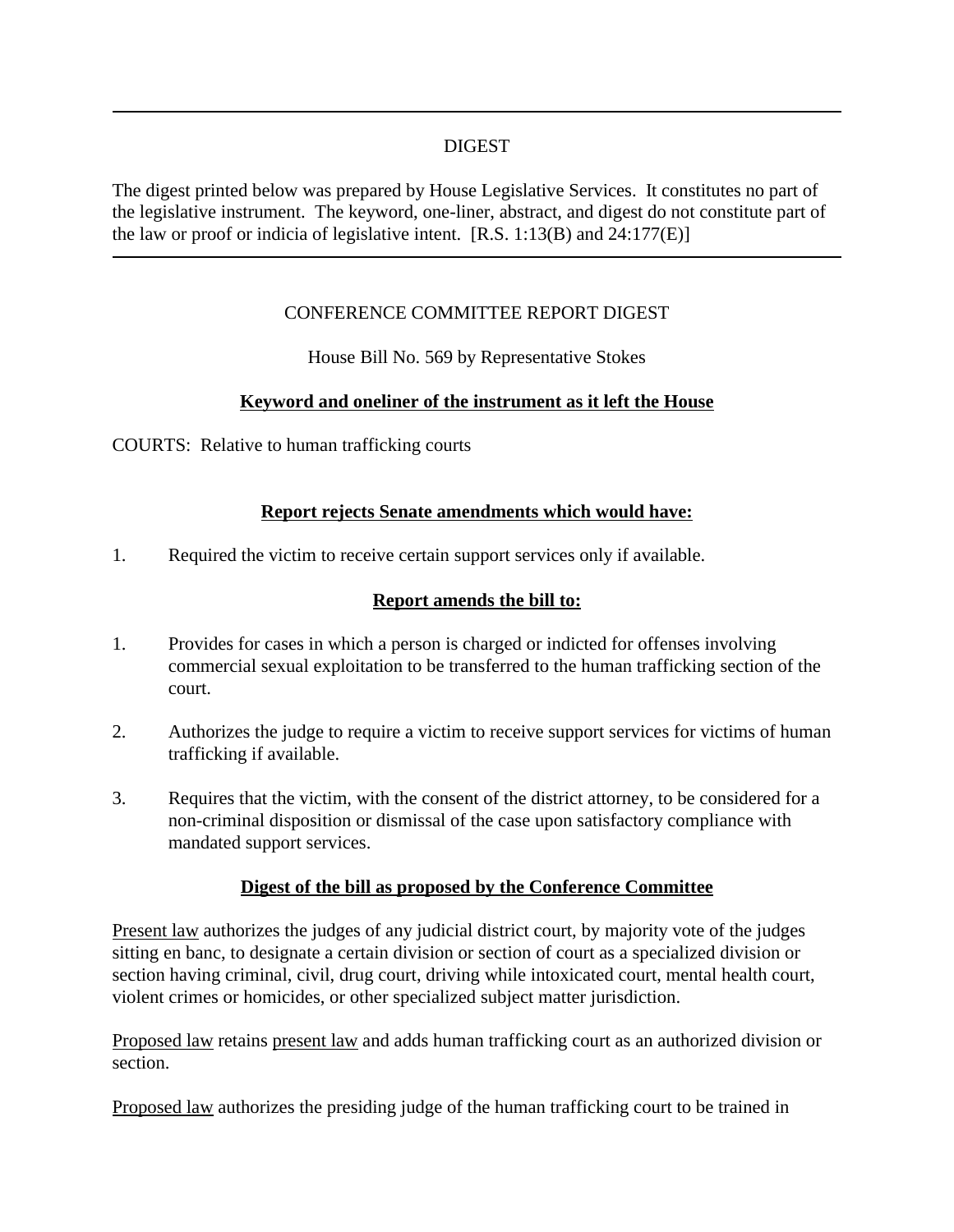DIGEST

The digest printed below was prepared by House Legislative Services. It constitutes no part of the legislative instrument. The keyword, one-liner, abstract, and digest do not constitute part of the law or proof or indicia of legislative intent. [R.S. 1:13(B) and 24:177(E)]

CONFERENCE COMMITTEE REPORT DIGEST

House Bill No. 569 by Representative Stokes

**Keyword and oneliner of the instrument as it left the House**

COURTS: Relative to human trafficking courts

**Report rejects Senate amendments which would have:**

1. Required the victim to receive certain support services only if available.

**Report amends the bill to:**

1. Provides for cases in which a person is charged or indicted for offenses involving commercial sexual exploitation to be transferred to the human trafficking section of the court.

2. Authorizes the judge to require a victim to receive support services for victims of human trafficking if available.

3. Requires that the victim, with the consent of the district attorney, to be considered for a non-criminal disposition or dismissal of the case upon satisfactory compliance with mandated support services.

**Digest of the bill as proposed by the Conference Committee**

Present law authorizes the judges of any judicial district court, by majority vote of the judges sitting en banc, to designate a certain division or section of court as a specialized division or section having criminal, civil, drug court, driving while intoxicated court, mental health court, violent crimes or homicides, or other specialized subject matter jurisdiction.

Proposed law retains present law and adds human trafficking court as an authorized division or section.

Proposed law authorizes the presiding judge of the human trafficking court to be trained in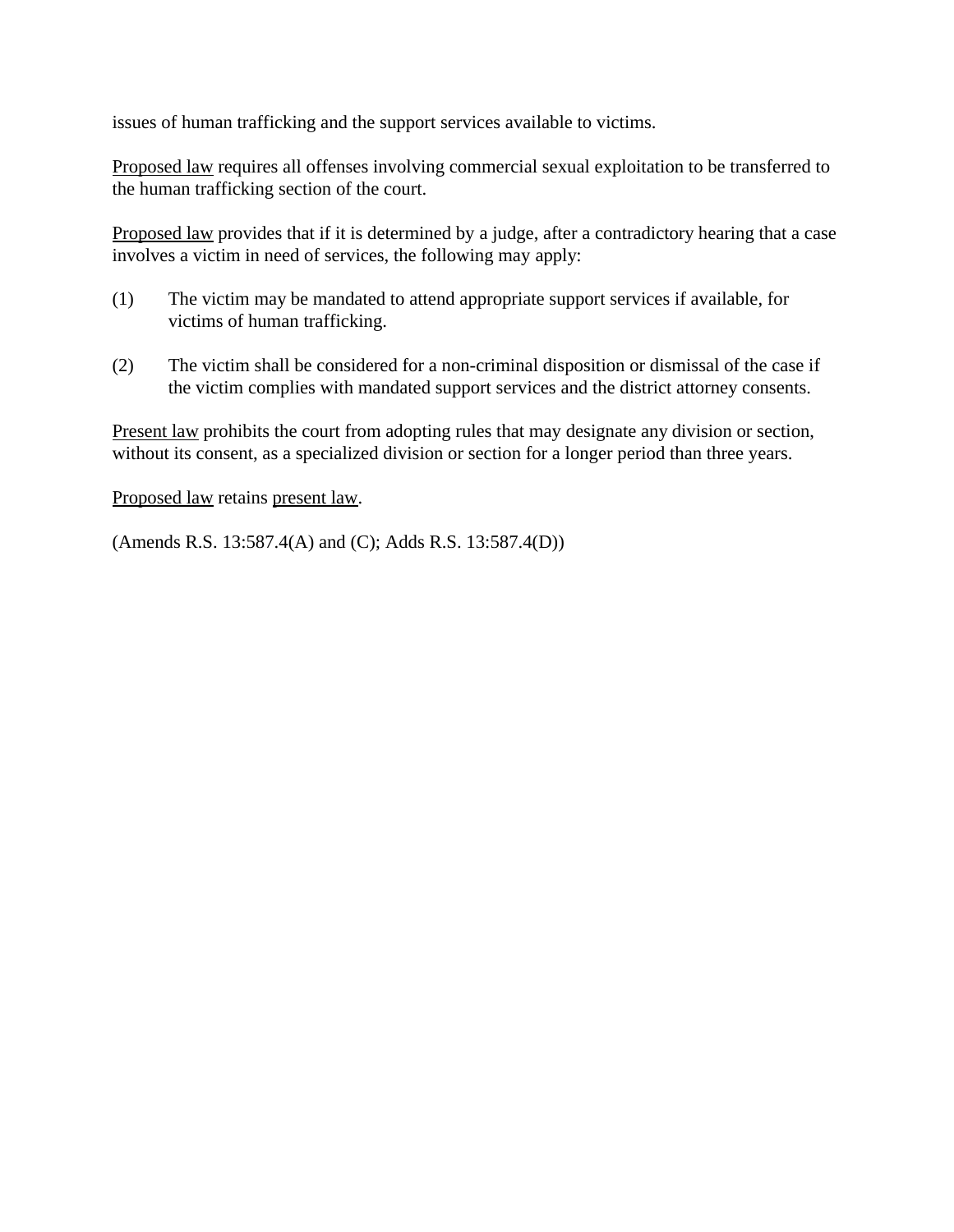issues of human trafficking and the support services available to victims.

Proposed law requires all offenses involving commercial sexual exploitation to be transferred to the human trafficking section of the court.

Proposed law provides that if it is determined by a judge, after a contradictory hearing that a case involves a victim in need of services, the following may apply:

(1) The victim may be mandated to attend appropriate support services if available, for victims of human trafficking.

(2) The victim shall be considered for a non-criminal disposition or dismissal of the case if the victim complies with mandated support services and the district attorney consents.

Present law prohibits the court from adopting rules that may designate any division or section, without its consent, as a specialized division or section for a longer period than three years.

Proposed law retains present law.

(Amends R.S. 13:587.4(A) and (C); Adds R.S. 13:587.4(D))